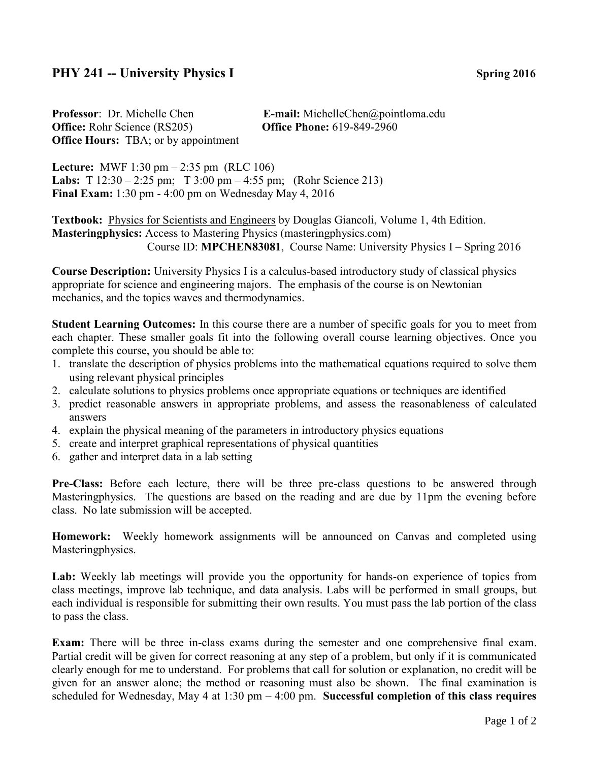# PHY 241 -- University Physics I

**Spring 2016**

**Professor**: Dr. Michelle Chen
**E-mail:** MichelleChen@pointloma.edu
**Office:** Rohr Science (RS205)
**Office Phone:** 619-849-2960
**Office Hours:** TBA; or by appointment

**Lecture:** MWF 1:30 pm – 2:35 pm (RLC 106)
**Labs:** T 12:30 – 2:25 pm; T 3:00 pm – 4:55 pm; (Rohr Science 213)
**Final Exam:** 1:30 pm - 4:00 pm on Wednesday May 4, 2016

**Textbook:** Physics for Scientists and Engineers by Douglas Giancoli, Volume 1, 4th Edition.
**Masteringphysics:** Access to Mastering Physics (masteringphysics.com)
Course ID: **MPCHEN83081**, Course Name: University Physics I – Spring 2016

**Course Description:** University Physics I is a calculus-based introductory study of classical physics appropriate for science and engineering majors. The emphasis of the course is on Newtonian mechanics, and the topics waves and thermodynamics.

**Student Learning Outcomes:** In this course there are a number of specific goals for you to meet from each chapter. These smaller goals fit into the following overall course learning objectives. Once you complete this course, you should be able to:

1. translate the description of physics problems into the mathematical equations required to solve them using relevant physical principles
2. calculate solutions to physics problems once appropriate equations or techniques are identified
3. predict reasonable answers in appropriate problems, and assess the reasonableness of calculated answers
4. explain the physical meaning of the parameters in introductory physics equations
5. create and interpret graphical representations of physical quantities
6. gather and interpret data in a lab setting

**Pre-Class:** Before each lecture, there will be three pre-class questions to be answered through Masteringphysics. The questions are based on the reading and are due by 11pm the evening before class. No late submission will be accepted.

**Homework:** Weekly homework assignments will be announced on Canvas and completed using Masteringphysics.

**Lab:** Weekly lab meetings will provide you the opportunity for hands-on experience of topics from class meetings, improve lab technique, and data analysis. Labs will be performed in small groups, but each individual is responsible for submitting their own results. You must pass the lab portion of the class to pass the class.

**Exam:** There will be three in-class exams during the semester and one comprehensive final exam. Partial credit will be given for correct reasoning at any step of a problem, but only if it is communicated clearly enough for me to understand. For problems that call for solution or explanation, no credit will be given for an answer alone; the method or reasoning must also be shown. The final examination is scheduled for Wednesday, May 4 at 1:30 pm – 4:00 pm. **Successful completion of this class requires**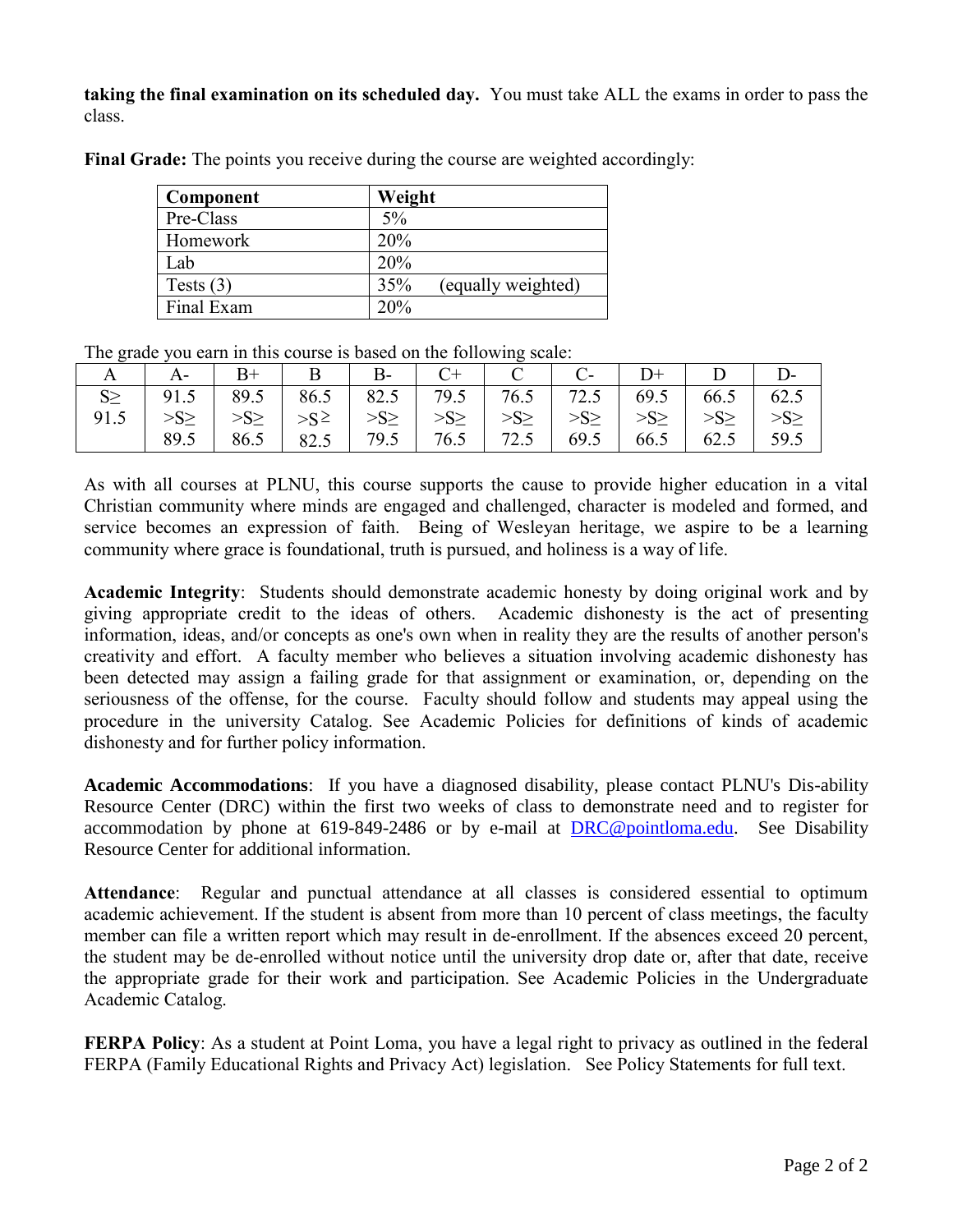**taking the final examination on its scheduled day.** You must take ALL the exams in order to pass the class.

**Final Grade:** The points you receive during the course are weighted accordingly:

| **Component** | **Weight** |
|---|---|
| Pre-Class | 5% |
| Homework | 20% |
| Lab | 20% |
| Tests (3) | 35% (equally weighted) |
| Final Exam | 20% |

The grade you earn in this course is based on the following scale:

| A | A- | B+ | B | B- | C+ | C | C- | D+ | D | D- |
|---|---|---|---|---|---|---|---|---|---|---|
| S≥ 91.5 | 91.5 >S≥ 89.5 | 89.5 >S≥ 86.5 | 86.5 >S≥ 82.5 | 82.5 >S≥ 79.5 | 79.5 >S≥ 76.5 | 76.5 >S≥ 72.5 | 72.5 >S≥ 69.5 | 69.5 >S≥ 66.5 | 66.5 >S≥ 62.5 | 62.5 >S≥ 59.5 |

As with all courses at PLNU, this course supports the cause to provide higher education in a vital Christian community where minds are engaged and challenged, character is modeled and formed, and service becomes an expression of faith. Being of Wesleyan heritage, we aspire to be a learning community where grace is foundational, truth is pursued, and holiness is a way of life.

**Academic Integrity**: Students should demonstrate academic honesty by doing original work and by giving appropriate credit to the ideas of others. Academic dishonesty is the act of presenting information, ideas, and/or concepts as one's own when in reality they are the results of another person's creativity and effort. A faculty member who believes a situation involving academic dishonesty has been detected may assign a failing grade for that assignment or examination, or, depending on the seriousness of the offense, for the course. Faculty should follow and students may appeal using the procedure in the university Catalog. See Academic Policies for definitions of kinds of academic dishonesty and for further policy information.

**Academic Accommodations**: If you have a diagnosed disability, please contact PLNU's Dis-ability Resource Center (DRC) within the first two weeks of class to demonstrate need and to register for accommodation by phone at 619-849-2486 or by e-mail at DRC@pointloma.edu. See Disability Resource Center for additional information.

**Attendance**: Regular and punctual attendance at all classes is considered essential to optimum academic achievement. If the student is absent from more than 10 percent of class meetings, the faculty member can file a written report which may result in de-enrollment. If the absences exceed 20 percent, the student may be de-enrolled without notice until the university drop date or, after that date, receive the appropriate grade for their work and participation. See Academic Policies in the Undergraduate Academic Catalog.

**FERPA Policy**: As a student at Point Loma, you have a legal right to privacy as outlined in the federal FERPA (Family Educational Rights and Privacy Act) legislation. See Policy Statements for full text.